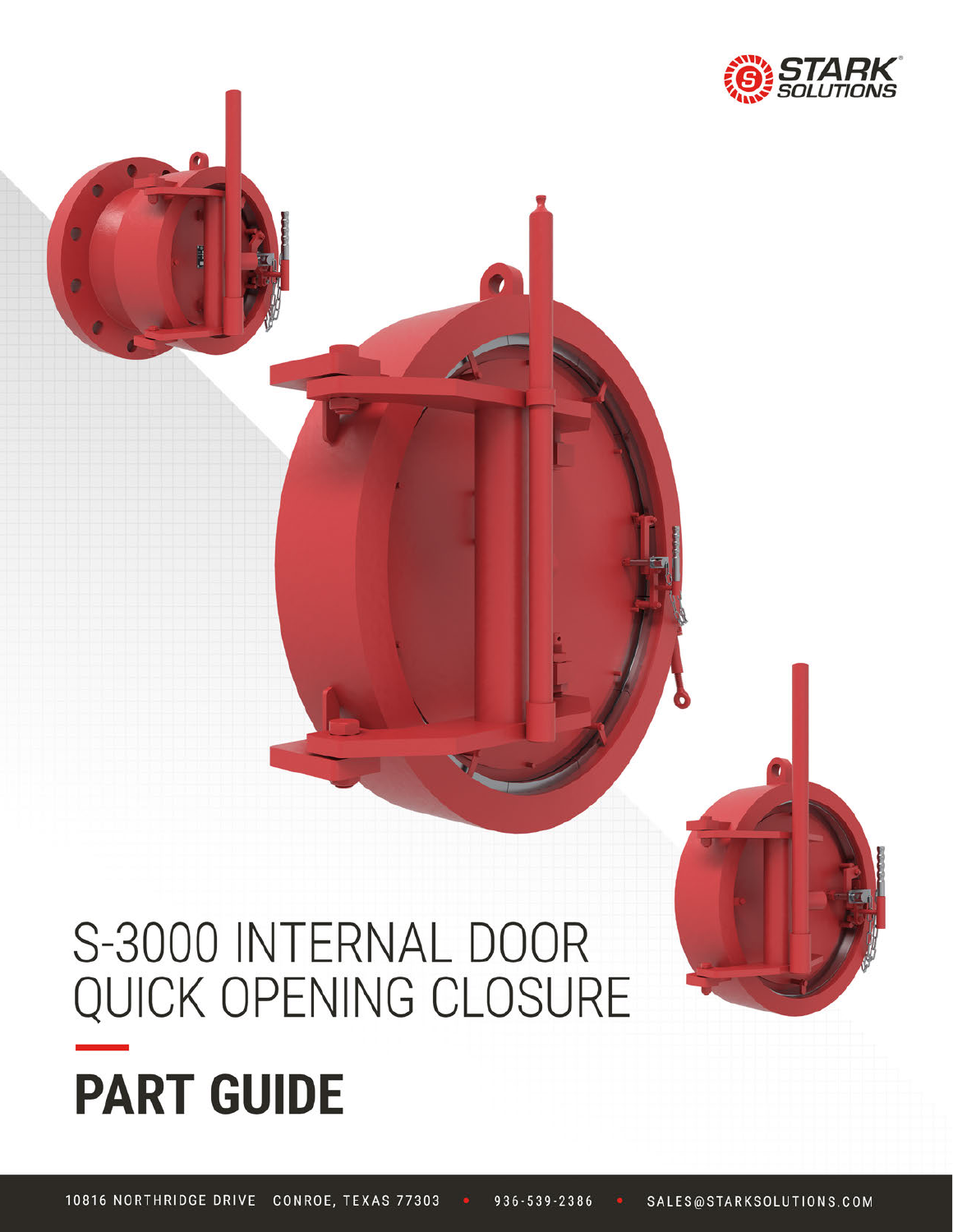STARK® SOLUTIONS

# S-3000 INTERNAL DOOR QUICK OPENING CLOSURE

# PART GUIDE

10816 NORTHRIDGE DRIVE CONROE, TEXAS 77303 • 936-539-2386 • SALES@STARKSOLUTIONS.COM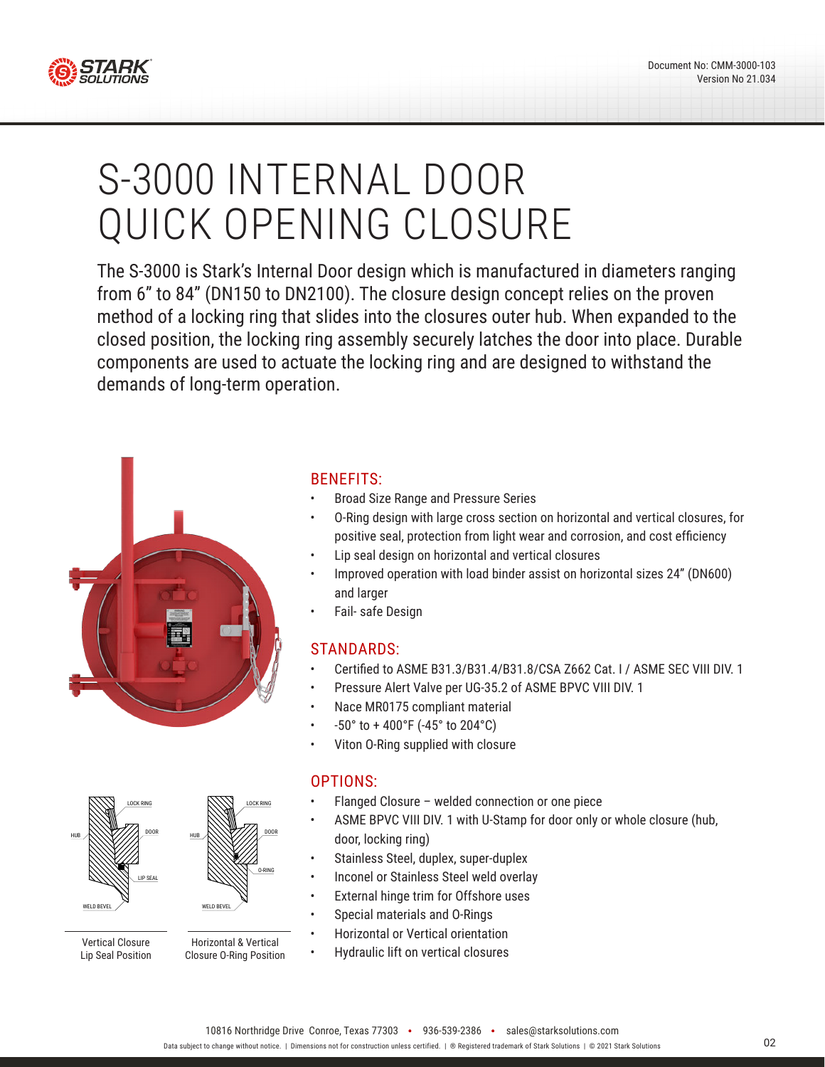# S-3000 INTERNAL DOOR QUICK OPENING CLOSURE

The S-3000 is Stark's Internal Door design which is manufactured in diameters ranging from 6" to 84" (DN150 to DN2100). The closure design concept relies on the proven method of a locking ring that slides into the closures outer hub. When expanded to the closed position, the locking ring assembly securely latches the door into place. Durable components are used to actuate the locking ring and are designed to withstand the demands of long-term operation.

## BENEFITS:

- Broad Size Range and Pressure Series
- O-Ring design with large cross section on horizontal and vertical closures, for positive seal, protection from light wear and corrosion, and cost efficiency
- Lip seal design on horizontal and vertical closures
- Improved operation with load binder assist on horizontal sizes 24" (DN600) and larger
- Fail- safe Design

## STANDARDS:

- Certified to ASME B31.3/B31.4/B31.8/CSA Z662 Cat. I / ASME SEC VIII DIV. 1
- Pressure Alert Valve per UG-35.2 of ASME BPVC VIII DIV. 1
- Nace MR0175 compliant material
- -50° to + 400°F (-45° to 204°C)
- Viton O-Ring supplied with closure

## OPTIONS:

- Flanged Closure – welded connection or one piece
- ASME BPVC VIII DIV. 1 with U-Stamp for door only or whole closure (hub, door, locking ring)
- Stainless Steel, duplex, super-duplex
- Inconel or Stainless Steel weld overlay
- External hinge trim for Offshore uses
- Special materials and O-Rings
- Horizontal or Vertical orientation
- Hydraulic lift on vertical closures

LOCK RING, HUB, DOOR, LIP SEAL, WELD BEVEL

Vertical Closure Lip Seal Position

LOCK RING, HUB, DOOR, O-RING, WELD BEVEL

Horizontal & Vertical Closure O-Ring Position

10816 Northridge Drive Conroe, Texas 77303 • 936-539-2386 • sales@starksolutions.com

Data subject to change without notice. | Dimensions not for construction unless certified. | ® Registered trademark of Stark Solutions | © 2021 Stark Solutions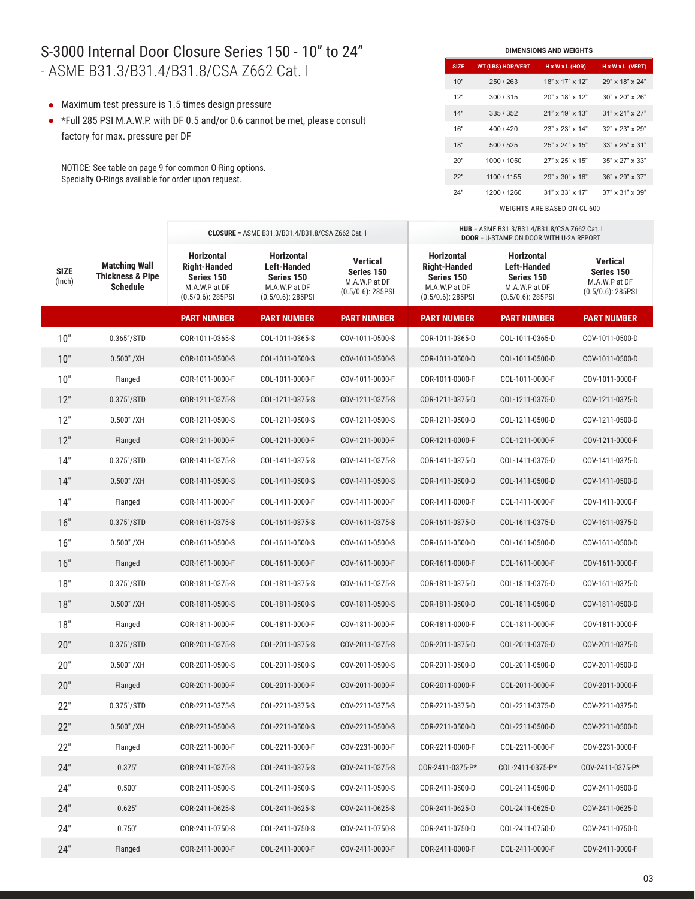# S-3000 Internal Door Closure Series 150 - 10" to 24" - ASME B31.3/B31.4/B31.8/CSA Z662 Cat. I

- Maximum test pressure is 1.5 times design pressure
- *Full 285 PSI M.A.W.P. with DF 0.5 and/or 0.6 cannot be met, please consult factory for max. pressure per DF

NOTICE: See table on page 9 for common O-Ring options.
Specialty O-Rings available for order upon request.

**DIMENSIONS AND WEIGHTS**

| SIZE | WT (LBS) HOR/VERT | H x W x L (HOR) | H x W x L (VERT) |
|---|---|---|---|
| 10" | 250 / 263 | 18" x 17" x 12" | 29" x 18" x 24" |
| 12" | 300 / 315 | 20" x 18" x 12" | 30" x 20" x 26" |
| 14" | 335 / 352 | 21" x 19" x 13" | 31" x 21" x 27" |
| 16" | 400 / 420 | 23" x 23" x 14" | 32" x 23" x 29" |
| 18" | 500 / 525 | 25" x 24" x 15" | 33" x 25" x 31" |
| 20" | 1000 / 1050 | 27" x 25" x 15" | 35" x 27" x 33" |
| 22" | 1100 / 1155 | 29" x 30" x 16" | 36" x 29" x 37" |
| 24" | 1200 / 1260 | 31" x 33" x 17" | 37" x 31" x 39" |

WEIGHTS ARE BASED ON CL 600

| SIZE (Inch) | Matching Wall Thickness & Pipe Schedule | **CLOSURE** = ASME B31.3/B31.4/B31.8/CSA Z662 Cat. I | | | **HUB** = ASME B31.3/B31.4/B31.8/CSA Z662 Cat. I **DOOR** = U-STAMP ON DOOR WITH U-2A REPORT | | |
|---|---|---|---|---|---|---|---|
| | | **Horizontal Right-Handed Series 150** M.A.W.P at DF (0.5/0.6): 285PSI | **Horizontal Left-Handed Series 150** M.A.W.P at DF (0.5/0.6): 285PSI | **Vertical Series 150** M.A.W.P at DF (0.5/0.6): 285PSI | **Horizontal Right-Handed Series 150** M.A.W.P at DF (0.5/0.6): 285PSI | **Horizontal Left-Handed Series 150** M.A.W.P at DF (0.5/0.6): 285PSI | **Vertical Series 150** M.A.W.P at DF (0.5/0.6): 285PSI |
| | | **PART NUMBER** | **PART NUMBER** | **PART NUMBER** | **PART NUMBER** | **PART NUMBER** | **PART NUMBER** |
| 10" | 0.365"/STD | COR-1011-0365-S | COL-1011-0365-S | COV-1011-0500-S | COR-1011-0365-D | COL-1011-0365-D | COV-1011-0500-D |
| 10" | 0.500" /XH | COR-1011-0500-S | COL-1011-0500-S | COV-1011-0500-S | COR-1011-0500-D | COL-1011-0500-D | COV-1011-0500-D |
| 10" | Flanged | COR-1011-0000-F | COL-1011-0000-F | COV-1011-0000-F | COR-1011-0000-F | COL-1011-0000-F | COV-1011-0000-F |
| 12" | 0.375"/STD | COR-1211-0375-S | COL-1211-0375-S | COV-1211-0375-S | COR-1211-0375-D | COL-1211-0375-D | COV-1211-0375-D |
| 12" | 0.500" /XH | COR-1211-0500-S | COL-1211-0500-S | COV-1211-0500-S | COR-1211-0500-D | COL-1211-0500-D | COV-1211-0500-D |
| 12" | Flanged | COR-1211-0000-F | COL-1211-0000-F | COV-1211-0000-F | COR-1211-0000-F | COL-1211-0000-F | COV-1211-0000-F |
| 14" | 0.375"/STD | COR-1411-0375-S | COL-1411-0375-S | COV-1411-0375-S | COR-1411-0375-D | COL-1411-0375-D | COV-1411-0375-D |
| 14" | 0.500" /XH | COR-1411-0500-S | COL-1411-0500-S | COV-1411-0500-S | COR-1411-0500-D | COL-1411-0500-D | COV-1411-0500-D |
| 14" | Flanged | COR-1411-0000-F | COL-1411-0000-F | COV-1411-0000-F | COR-1411-0000-F | COL-1411-0000-F | COV-1411-0000-F |
| 16" | 0.375"/STD | COR-1611-0375-S | COL-1611-0375-S | COV-1611-0375-S | COR-1611-0375-D | COL-1611-0375-D | COV-1611-0375-D |
| 16" | 0.500" /XH | COR-1611-0500-S | COL-1611-0500-S | COV-1611-0500-S | COR-1611-0500-D | COL-1611-0500-D | COV-1611-0500-D |
| 16" | Flanged | COR-1611-0000-F | COL-1611-0000-F | COV-1611-0000-F | COR-1611-0000-F | COL-1611-0000-F | COV-1611-0000-F |
| 18" | 0.375"/STD | COR-1811-0375-S | COL-1811-0375-S | COV-1611-0375-S | COR-1811-0375-D | COL-1811-0375-D | COV-1611-0375-D |
| 18" | 0.500" /XH | COR-1811-0500-S | COL-1811-0500-S | COV-1811-0500-S | COR-1811-0500-D | COL-1811-0500-D | COV-1811-0500-D |
| 18" | Flanged | COR-1811-0000-F | COL-1811-0000-F | COV-1811-0000-F | COR-1811-0000-F | COL-1811-0000-F | COV-1811-0000-F |
| 20" | 0.375"/STD | COR-2011-0375-S | COL-2011-0375-S | COV-2011-0375-S | COR-2011-0375-D | COL-2011-0375-D | COV-2011-0375-D |
| 20" | 0.500" /XH | COR-2011-0500-S | COL-2011-0500-S | COV-2011-0500-S | COR-2011-0500-D | COL-2011-0500-D | COV-2011-0500-D |
| 20" | Flanged | COR-2011-0000-F | COL-2011-0000-F | COV-2011-0000-F | COR-2011-0000-F | COL-2011-0000-F | COV-2011-0000-F |
| 22" | 0.375"/STD | COR-2211-0375-S | COL-2211-0375-S | COV-2211-0375-S | COR-2211-0375-D | COL-2211-0375-D | COV-2211-0375-D |
| 22" | 0.500" /XH | COR-2211-0500-S | COL-2211-0500-S | COV-2211-0500-S | COR-2211-0500-D | COL-2211-0500-D | COV-2211-0500-D |
| 22" | Flanged | COR-2211-0000-F | COL-2211-0000-F | COV-2231-0000-F | COR-2211-0000-F | COL-2211-0000-F | COV-2231-0000-F |
| 24" | 0.375" | COR-2411-0375-S | COL-2411-0375-S | COV-2411-0375-S | COR-2411-0375-P* | COL-2411-0375-P* | COV-2411-0375-P* |
| 24" | 0.500" | COR-2411-0500-S | COL-2411-0500-S | COV-2411-0500-S | COR-2411-0500-D | COL-2411-0500-D | COV-2411-0500-D |
| 24" | 0.625" | COR-2411-0625-S | COL-2411-0625-S | COV-2411-0625-S | COR-2411-0625-D | COL-2411-0625-D | COV-2411-0625-D |
| 24" | 0.750" | COR-2411-0750-S | COL-2411-0750-S | COV-2411-0750-S | COR-2411-0750-D | COL-2411-0750-D | COV-2411-0750-D |
| 24" | Flanged | COR-2411-0000-F | COL-2411-0000-F | COV-2411-0000-F | COR-2411-0000-F | COL-2411-0000-F | COV-2411-0000-F |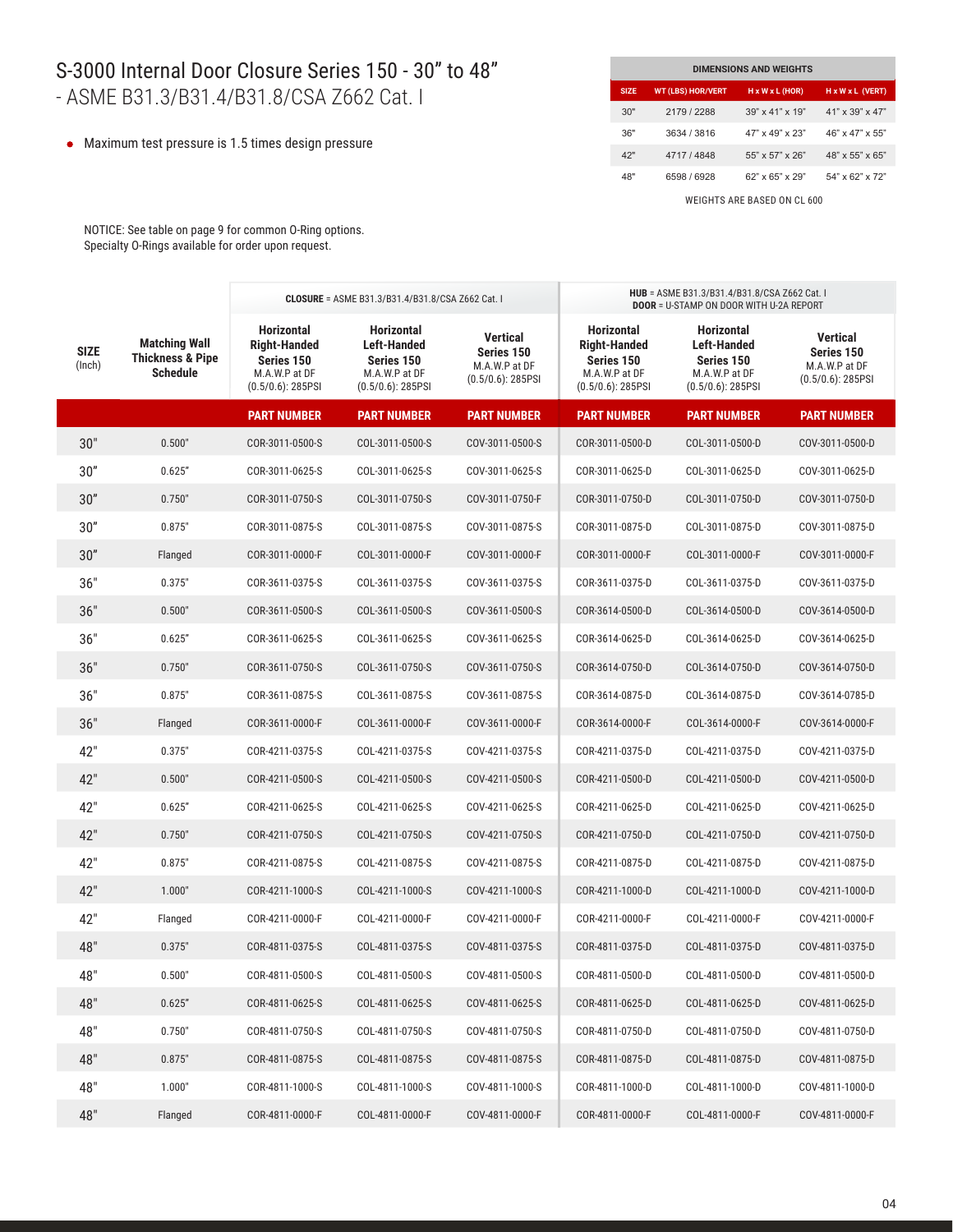# S-3000 Internal Door Closure Series 150 - 30" to 48" - ASME B31.3/B31.4/B31.8/CSA Z662 Cat. I

- Maximum test pressure is 1.5 times design pressure

| DIMENSIONS AND WEIGHTS | | | |
|---|---|---|---|
| SIZE | WT (LBS) HOR/VERT | H x W x L (HOR) | H x W x L (VERT) |
| 30" | 2179 / 2288 | 39" x 41" x 19" | 41" x 39" x 47" |
| 36" | 3634 / 3816 | 47" x 49" x 23" | 46" x 47" x 55" |
| 42" | 4717 / 4848 | 55" x 57" x 26" | 48" x 55" x 65" |
| 48" | 6598 / 6928 | 62" x 65" x 29" | 54" x 62" x 72" |

WEIGHTS ARE BASED ON CL 600

NOTICE: See table on page 9 for common O-Ring options.
Specialty O-Rings available for order upon request.

| SIZE (Inch) | Matching Wall Thickness & Pipe Schedule | **CLOSURE** = ASME B31.3/B31.4/B31.8/CSA Z662 Cat. I | | | **HUB** = ASME B31.3/B31.4/B31.8/CSA Z662 Cat. I **DOOR** = U-STAMP ON DOOR WITH U-2A REPORT | | |
|---|---|---|---|---|---|---|---|
| | | **Horizontal Right-Handed Series 150** M.A.W.P at DF (0.5/0.6): 285PSI | **Horizontal Left-Handed Series 150** M.A.W.P at DF (0.5/0.6): 285PSI | **Vertical Series 150** M.A.W.P at DF (0.5/0.6): 285PSI | **Horizontal Right-Handed Series 150** M.A.W.P at DF (0.5/0.6): 285PSI | **Horizontal Left-Handed Series 150** M.A.W.P at DF (0.5/0.6): 285PSI | **Vertical Series 150** M.A.W.P at DF (0.5/0.6): 285PSI |
| | | **PART NUMBER** | **PART NUMBER** | **PART NUMBER** | **PART NUMBER** | **PART NUMBER** | **PART NUMBER** |
| 30" | 0.500" | COR-3011-0500-S | COL-3011-0500-S | COV-3011-0500-S | COR-3011-0500-D | COL-3011-0500-D | COV-3011-0500-D |
| 30" | 0.625" | COR-3011-0625-S | COL-3011-0625-S | COV-3011-0625-S | COR-3011-0625-D | COL-3011-0625-D | COV-3011-0625-D |
| 30" | 0.750" | COR-3011-0750-S | COL-3011-0750-S | COV-3011-0750-F | COR-3011-0750-D | COL-3011-0750-D | COV-3011-0750-D |
| 30" | 0.875" | COR-3011-0875-S | COL-3011-0875-S | COV-3011-0875-S | COR-3011-0875-D | COL-3011-0875-D | COV-3011-0875-D |
| 30" | Flanged | COR-3011-0000-F | COL-3011-0000-F | COV-3011-0000-F | COR-3011-0000-F | COL-3011-0000-F | COV-3011-0000-F |
| 36" | 0.375" | COR-3611-0375-S | COL-3611-0375-S | COV-3611-0375-S | COR-3611-0375-D | COL-3611-0375-D | COV-3611-0375-D |
| 36" | 0.500" | COR-3611-0500-S | COL-3611-0500-S | COV-3611-0500-S | COR-3614-0500-D | COL-3614-0500-D | COV-3614-0500-D |
| 36" | 0.625" | COR-3611-0625-S | COL-3611-0625-S | COV-3611-0625-S | COR-3614-0625-D | COL-3614-0625-D | COV-3614-0625-D |
| 36" | 0.750" | COR-3611-0750-S | COL-3611-0750-S | COV-3611-0750-S | COR-3614-0750-D | COL-3614-0750-D | COV-3614-0750-D |
| 36" | 0.875" | COR-3611-0875-S | COL-3611-0875-S | COV-3611-0875-S | COR-3614-0875-D | COL-3614-0875-D | COV-3614-0785-D |
| 36" | Flanged | COR-3611-0000-F | COL-3611-0000-F | COV-3611-0000-F | COR-3614-0000-F | COL-3614-0000-F | COV-3614-0000-F |
| 42" | 0.375" | COR-4211-0375-S | COL-4211-0375-S | COV-4211-0375-S | COR-4211-0375-D | COL-4211-0375-D | COV-4211-0375-D |
| 42" | 0.500" | COR-4211-0500-S | COL-4211-0500-S | COV-4211-0500-S | COR-4211-0500-D | COL-4211-0500-D | COV-4211-0500-D |
| 42" | 0.625" | COR-4211-0625-S | COL-4211-0625-S | COV-4211-0625-S | COR-4211-0625-D | COL-4211-0625-D | COV-4211-0625-D |
| 42" | 0.750" | COR-4211-0750-S | COL-4211-0750-S | COV-4211-0750-S | COR-4211-0750-D | COL-4211-0750-D | COV-4211-0750-D |
| 42" | 0.875" | COR-4211-0875-S | COL-4211-0875-S | COV-4211-0875-S | COR-4211-0875-D | COL-4211-0875-D | COV-4211-0875-D |
| 42" | 1.000" | COR-4211-1000-S | COL-4211-1000-S | COV-4211-1000-S | COR-4211-1000-D | COL-4211-1000-D | COV-4211-1000-D |
| 42" | Flanged | COR-4211-0000-F | COL-4211-0000-F | COV-4211-0000-F | COR-4211-0000-F | COL-4211-0000-F | COV-4211-0000-F |
| 48" | 0.375" | COR-4811-0375-S | COL-4811-0375-S | COV-4811-0375-S | COR-4811-0375-D | COL-4811-0375-D | COV-4811-0375-D |
| 48" | 0.500" | COR-4811-0500-S | COL-4811-0500-S | COV-4811-0500-S | COR-4811-0500-D | COL-4811-0500-D | COV-4811-0500-D |
| 48" | 0.625" | COR-4811-0625-S | COL-4811-0625-S | COV-4811-0625-S | COR-4811-0625-D | COL-4811-0625-D | COV-4811-0625-D |
| 48" | 0.750" | COR-4811-0750-S | COL-4811-0750-S | COV-4811-0750-S | COR-4811-0750-D | COL-4811-0750-D | COV-4811-0750-D |
| 48" | 0.875" | COR-4811-0875-S | COL-4811-0875-S | COV-4811-0875-S | COR-4811-0875-D | COL-4811-0875-D | COV-4811-0875-D |
| 48" | 1.000" | COR-4811-1000-S | COL-4811-1000-S | COV-4811-1000-S | COR-4811-1000-D | COL-4811-1000-D | COV-4811-1000-D |
| 48" | Flanged | COR-4811-0000-F | COL-4811-0000-F | COV-4811-0000-F | COR-4811-0000-F | COL-4811-0000-F | COV-4811-0000-F |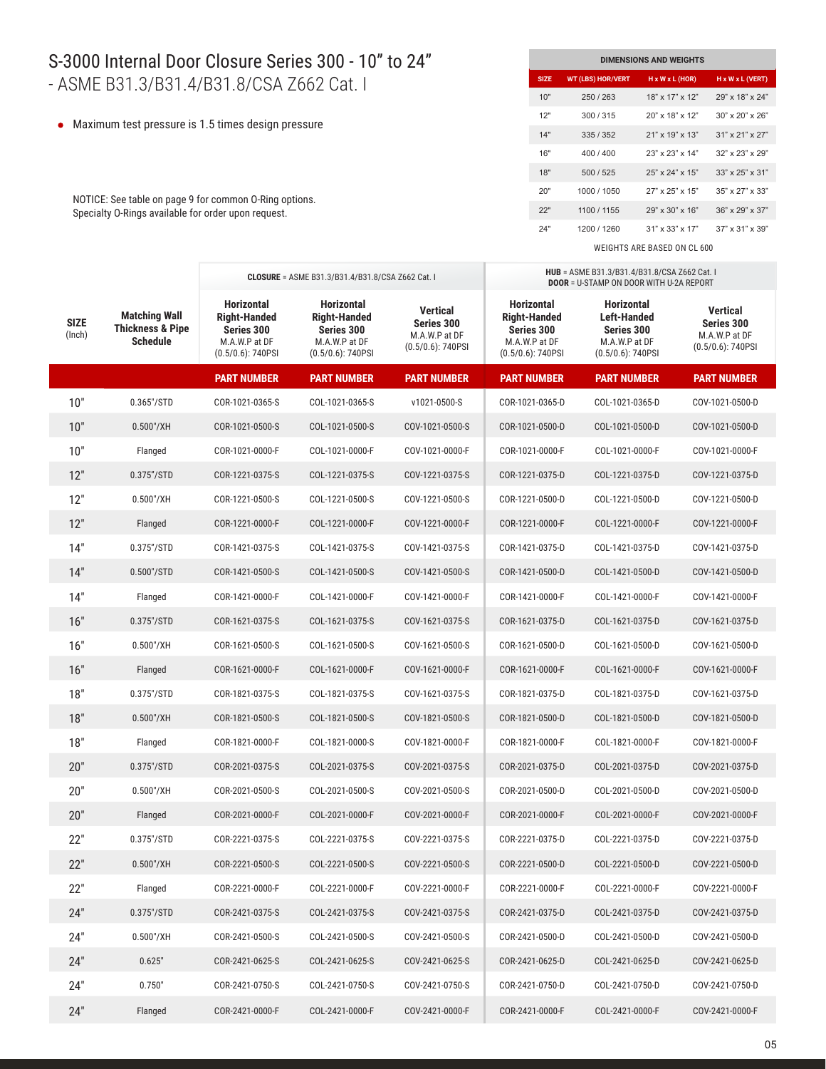# S-3000 Internal Door Closure Series 300 - 10" to 24" - ASME B31.3/B31.4/B31.8/CSA Z662 Cat. I

- Maximum test pressure is 1.5 times design pressure

NOTICE: See table on page 9 for common O-Ring options.
Specialty O-Rings available for order upon request.

| DIMENSIONS AND WEIGHTS | | | |
|---|---|---|---|
| SIZE | WT (LBS) HOR/VERT | H x W x L (HOR) | H x W x L (VERT) |
| 10" | 250 / 263 | 18" x 17" x 12" | 29" x 18" x 24" |
| 12" | 300 / 315 | 20" x 18" x 12" | 30" x 20" x 26" |
| 14" | 335 / 352 | 21" x 19" x 13" | 31" x 21" x 27" |
| 16" | 400 / 400 | 23" x 23" x 14" | 32" x 23" x 29" |
| 18" | 500 / 525 | 25" x 24" x 15" | 33" x 25" x 31" |
| 20" | 1000 / 1050 | 27" x 25" x 15" | 35" x 27" x 33" |
| 22" | 1100 / 1155 | 29" x 30" x 16" | 36" x 29" x 37" |
| 24" | 1200 / 1260 | 31" x 33" x 17" | 37" x 31" x 39" |

WEIGHTS ARE BASED ON CL 600

| SIZE (Inch) | Matching Wall Thickness & Pipe Schedule | **CLOSURE** = ASME B31.3/B31.4/B31.8/CSA Z662 Cat. I | | | **HUB** = ASME B31.3/B31.4/B31.8/CSA Z662 Cat. I **DOOR** = U-STAMP ON DOOR WITH U-2A REPORT | | |
|---|---|---|---|---|---|---|---|
| | | **Horizontal Right-Handed Series 300** M.A.W.P at DF (0.5/0.6): 740PSI | **Horizontal Right-Handed Series 300** M.A.W.P at DF (0.5/0.6): 740PSI | **Vertical Series 300** M.A.W.P at DF (0.5/0.6): 740PSI | **Horizontal Right-Handed Series 300** M.A.W.P at DF (0.5/0.6): 740PSI | **Horizontal Left-Handed Series 300** M.A.W.P at DF (0.5/0.6): 740PSI | **Vertical Series 300** M.A.W.P at DF (0.5/0.6): 740PSI |
| | | **PART NUMBER** | **PART NUMBER** | **PART NUMBER** | **PART NUMBER** | **PART NUMBER** | **PART NUMBER** |
| 10" | 0.365"/STD | COR-1021-0365-S | COL-1021-0365-S | v1021-0500-S | COR-1021-0365-D | COL-1021-0365-D | COV-1021-0500-D |
| 10" | 0.500"/XH | COR-1021-0500-S | COL-1021-0500-S | COV-1021-0500-S | COR-1021-0500-D | COL-1021-0500-D | COV-1021-0500-D |
| 10" | Flanged | COR-1021-0000-F | COL-1021-0000-F | COV-1021-0000-F | COR-1021-0000-F | COL-1021-0000-F | COV-1021-0000-F |
| 12" | 0.375"/STD | COR-1221-0375-S | COL-1221-0375-S | COV-1221-0375-S | COR-1221-0375-D | COL-1221-0375-D | COV-1221-0375-D |
| 12" | 0.500"/XH | COR-1221-0500-S | COL-1221-0500-S | COV-1221-0500-S | COR-1221-0500-D | COL-1221-0500-D | COV-1221-0500-D |
| 12" | Flanged | COR-1221-0000-F | COL-1221-0000-F | COV-1221-0000-F | COR-1221-0000-F | COL-1221-0000-F | COV-1221-0000-F |
| 14" | 0.375"/STD | COR-1421-0375-S | COL-1421-0375-S | COV-1421-0375-S | COR-1421-0375-D | COL-1421-0375-D | COV-1421-0375-D |
| 14" | 0.500"/STD | COR-1421-0500-S | COL-1421-0500-S | COV-1421-0500-S | COR-1421-0500-D | COL-1421-0500-D | COV-1421-0500-D |
| 14" | Flanged | COR-1421-0000-F | COL-1421-0000-F | COV-1421-0000-F | COR-1421-0000-F | COL-1421-0000-F | COV-1421-0000-F |
| 16" | 0.375"/STD | COR-1621-0375-S | COL-1621-0375-S | COV-1621-0375-S | COR-1621-0375-D | COL-1621-0375-D | COV-1621-0375-D |
| 16" | 0.500"/XH | COR-1621-0500-S | COL-1621-0500-S | COV-1621-0500-S | COR-1621-0500-D | COL-1621-0500-D | COV-1621-0500-D |
| 16" | Flanged | COR-1621-0000-F | COL-1621-0000-F | COV-1621-0000-F | COR-1621-0000-F | COL-1621-0000-F | COV-1621-0000-F |
| 18" | 0.375"/STD | COR-1821-0375-S | COL-1821-0375-S | COV-1621-0375-S | COR-1821-0375-D | COL-1821-0375-D | COV-1621-0375-D |
| 18" | 0.500"/XH | COR-1821-0500-S | COL-1821-0500-S | COV-1821-0500-S | COR-1821-0500-D | COL-1821-0500-D | COV-1821-0500-D |
| 18" | Flanged | COR-1821-0000-F | COL-1821-0000-S | COV-1821-0000-F | COR-1821-0000-F | COL-1821-0000-F | COV-1821-0000-F |
| 20" | 0.375"/STD | COR-2021-0375-S | COL-2021-0375-S | COV-2021-0375-S | COR-2021-0375-D | COL-2021-0375-D | COV-2021-0375-D |
| 20" | 0.500"/XH | COR-2021-0500-S | COL-2021-0500-S | COV-2021-0500-S | COR-2021-0500-D | COL-2021-0500-D | COV-2021-0500-D |
| 20" | Flanged | COR-2021-0000-F | COL-2021-0000-F | COV-2021-0000-F | COR-2021-0000-F | COL-2021-0000-F | COV-2021-0000-F |
| 22" | 0.375"/STD | COR-2221-0375-S | COL-2221-0375-S | COV-2221-0375-S | COR-2221-0375-D | COL-2221-0375-D | COV-2221-0375-D |
| 22" | 0.500"/XH | COR-2221-0500-S | COL-2221-0500-S | COV-2221-0500-S | COR-2221-0500-D | COL-2221-0500-D | COV-2221-0500-D |
| 22" | Flanged | COR-2221-0000-F | COL-2221-0000-F | COV-2221-0000-F | COR-2221-0000-F | COL-2221-0000-F | COV-2221-0000-F |
| 24" | 0.375"/STD | COR-2421-0375-S | COL-2421-0375-S | COV-2421-0375-S | COR-2421-0375-D | COL-2421-0375-D | COV-2421-0375-D |
| 24" | 0.500"/XH | COR-2421-0500-S | COL-2421-0500-S | COV-2421-0500-S | COR-2421-0500-D | COL-2421-0500-D | COV-2421-0500-D |
| 24" | 0.625" | COR-2421-0625-S | COL-2421-0625-S | COV-2421-0625-S | COR-2421-0625-D | COL-2421-0625-D | COV-2421-0625-D |
| 24" | 0.750" | COR-2421-0750-S | COL-2421-0750-S | COV-2421-0750-S | COR-2421-0750-D | COL-2421-0750-D | COV-2421-0750-D |
| 24" | Flanged | COR-2421-0000-F | COL-2421-0000-F | COV-2421-0000-F | COR-2421-0000-F | COL-2421-0000-F | COV-2421-0000-F |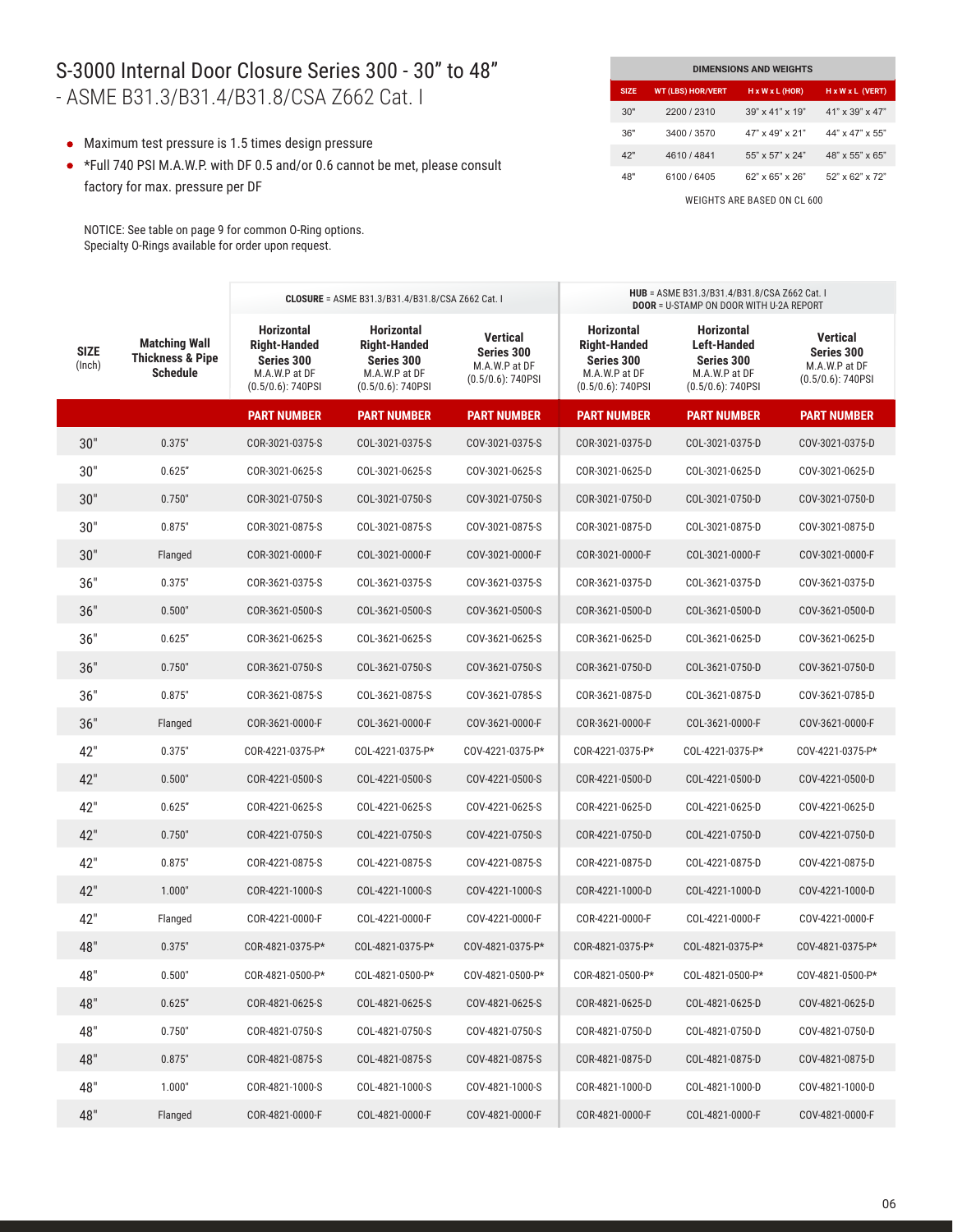# S-3000 Internal Door Closure Series 300 - 30" to 48" - ASME B31.3/B31.4/B31.8/CSA Z662 Cat. I

- Maximum test pressure is 1.5 times design pressure
- *Full 740 PSI M.A.W.P. with DF 0.5 and/or 0.6 cannot be met, please consult factory for max. pressure per DF

NOTICE: See table on page 9 for common O-Ring options.
Specialty O-Rings available for order upon request.

| DIMENSIONS AND WEIGHTS | | | |
|---|---|---|---|
| SIZE | WT (LBS) HOR/VERT | H x W x L (HOR) | H x W x L (VERT) |
| 30" | 2200 / 2310 | 39" x 41" x 19" | 41" x 39" x 47" |
| 36" | 3400 / 3570 | 47" x 49" x 21" | 44" x 47" x 55" |
| 42" | 4610 / 4841 | 55" x 57" x 24" | 48" x 55" x 65" |
| 48" | 6100 / 6405 | 62" x 65" x 26" | 52" x 62" x 72" |

WEIGHTS ARE BASED ON CL 600

| SIZE (Inch) | Matching Wall Thickness & Pipe Schedule | **CLOSURE** = ASME B31.3/B31.4/B31.8/CSA Z662 Cat. I | | | **HUB** = ASME B31.3/B31.4/B31.8/CSA Z662 Cat. I **DOOR** = U-STAMP ON DOOR WITH U-2A REPORT | | |
|---|---|---|---|---|---|---|---|
| | | Horizontal Right-Handed Series 300 M.A.W.P at DF (0.5/0.6): 740PSI | Horizontal Right-Handed Series 300 M.A.W.P at DF (0.5/0.6): 740PSI | Vertical Series 300 M.A.W.P at DF (0.5/0.6): 740PSI | Horizontal Right-Handed Series 300 M.A.W.P at DF (0.5/0.6): 740PSI | Horizontal Left-Handed Series 300 M.A.W.P at DF (0.5/0.6): 740PSI | Vertical Series 300 M.A.W.P at DF (0.5/0.6): 740PSI |
| | | PART NUMBER | PART NUMBER | PART NUMBER | PART NUMBER | PART NUMBER | PART NUMBER |
| 30" | 0.375" | COR-3021-0375-S | COL-3021-0375-S | COV-3021-0375-S | COR-3021-0375-D | COL-3021-0375-D | COV-3021-0375-D |
| 30" | 0.625" | COR-3021-0625-S | COL-3021-0625-S | COV-3021-0625-S | COR-3021-0625-D | COL-3021-0625-D | COV-3021-0625-D |
| 30" | 0.750" | COR-3021-0750-S | COL-3021-0750-S | COV-3021-0750-S | COR-3021-0750-D | COL-3021-0750-D | COV-3021-0750-D |
| 30" | 0.875" | COR-3021-0875-S | COL-3021-0875-S | COV-3021-0875-S | COR-3021-0875-D | COL-3021-0875-D | COV-3021-0875-D |
| 30" | Flanged | COR-3021-0000-F | COL-3021-0000-F | COV-3021-0000-F | COR-3021-0000-F | COL-3021-0000-F | COV-3021-0000-F |
| 36" | 0.375" | COR-3621-0375-S | COL-3621-0375-S | COV-3621-0375-S | COR-3621-0375-D | COL-3621-0375-D | COV-3621-0375-D |
| 36" | 0.500" | COR-3621-0500-S | COL-3621-0500-S | COV-3621-0500-S | COR-3621-0500-D | COL-3621-0500-D | COV-3621-0500-D |
| 36" | 0.625" | COR-3621-0625-S | COL-3621-0625-S | COV-3621-0625-S | COR-3621-0625-D | COL-3621-0625-D | COV-3621-0625-D |
| 36" | 0.750" | COR-3621-0750-S | COL-3621-0750-S | COV-3621-0750-S | COR-3621-0750-D | COL-3621-0750-D | COV-3621-0750-D |
| 36" | 0.875" | COR-3621-0875-S | COL-3621-0875-S | COV-3621-0785-S | COR-3621-0875-D | COL-3621-0875-D | COV-3621-0785-D |
| 36" | Flanged | COR-3621-0000-F | COL-3621-0000-F | COV-3621-0000-F | COR-3621-0000-F | COL-3621-0000-F | COV-3621-0000-F |
| 42" | 0.375" | COR-4221-0375-P* | COL-4221-0375-P* | COV-4221-0375-P* | COR-4221-0375-P* | COL-4221-0375-P* | COV-4221-0375-P* |
| 42" | 0.500" | COR-4221-0500-S | COL-4221-0500-S | COV-4221-0500-S | COR-4221-0500-D | COL-4221-0500-D | COV-4221-0500-D |
| 42" | 0.625" | COR-4221-0625-S | COL-4221-0625-S | COV-4221-0625-S | COR-4221-0625-D | COL-4221-0625-D | COV-4221-0625-D |
| 42" | 0.750" | COR-4221-0750-S | COL-4221-0750-S | COV-4221-0750-S | COR-4221-0750-D | COL-4221-0750-D | COV-4221-0750-D |
| 42" | 0.875" | COR-4221-0875-S | COL-4221-0875-S | COV-4221-0875-S | COR-4221-0875-D | COL-4221-0875-D | COV-4221-0875-D |
| 42" | 1.000" | COR-4221-1000-S | COL-4221-1000-S | COV-4221-1000-S | COR-4221-1000-D | COL-4221-1000-D | COV-4221-1000-D |
| 42" | Flanged | COR-4221-0000-F | COL-4221-0000-F | COV-4221-0000-F | COR-4221-0000-F | COL-4221-0000-F | COV-4221-0000-F |
| 48" | 0.375" | COR-4821-0375-P* | COL-4821-0375-P* | COV-4821-0375-P* | COR-4821-0375-P* | COL-4821-0375-P* | COV-4821-0375-P* |
| 48" | 0.500" | COR-4821-0500-P* | COL-4821-0500-P* | COV-4821-0500-P* | COR-4821-0500-P* | COL-4821-0500-P* | COV-4821-0500-P* |
| 48" | 0.625" | COR-4821-0625-S | COL-4821-0625-S | COV-4821-0625-S | COR-4821-0625-D | COL-4821-0625-D | COV-4821-0625-D |
| 48" | 0.750" | COR-4821-0750-S | COL-4821-0750-S | COV-4821-0750-S | COR-4821-0750-D | COL-4821-0750-D | COV-4821-0750-D |
| 48" | 0.875" | COR-4821-0875-S | COL-4821-0875-S | COV-4821-0875-S | COR-4821-0875-D | COL-4821-0875-D | COV-4821-0875-D |
| 48" | 1.000" | COR-4821-1000-S | COL-4821-1000-S | COV-4821-1000-S | COR-4821-1000-D | COL-4821-1000-D | COV-4821-1000-D |
| 48" | Flanged | COR-4821-0000-F | COL-4821-0000-F | COV-4821-0000-F | COR-4821-0000-F | COL-4821-0000-F | COV-4821-0000-F |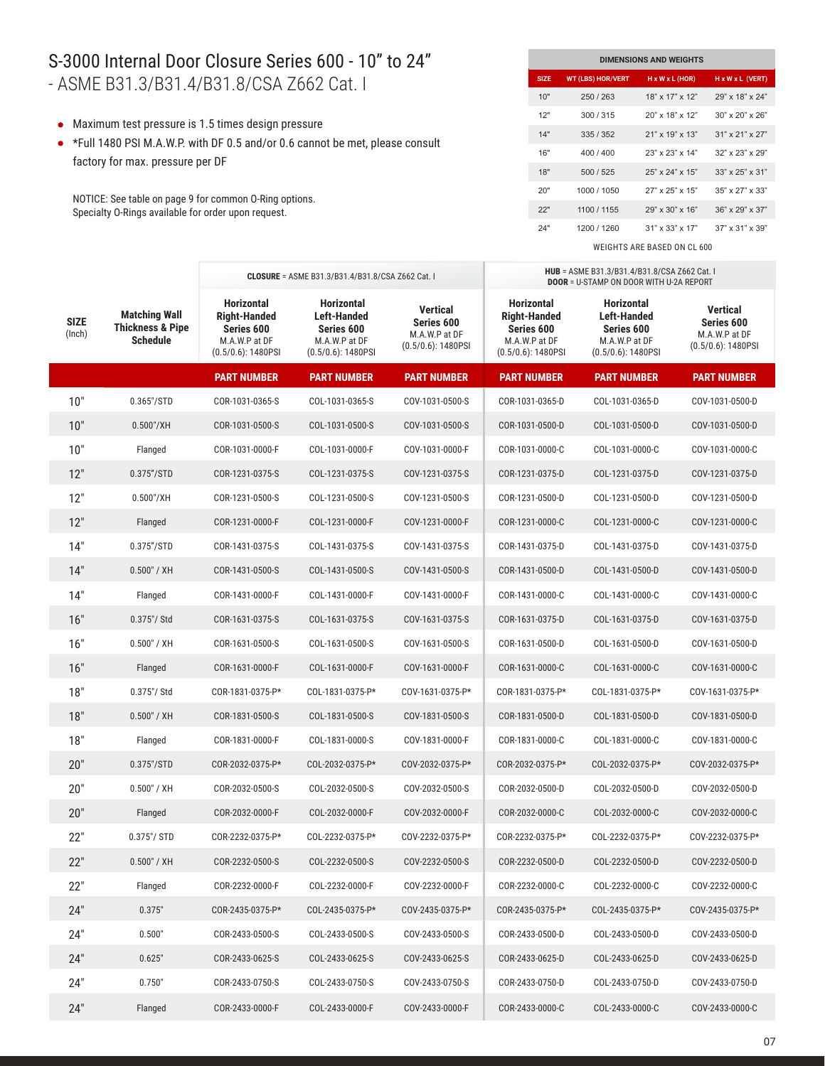# S-3000 Internal Door Closure Series 600 - 10" to 24" - ASME B31.3/B31.4/B31.8/CSA Z662 Cat. I

- Maximum test pressure is 1.5 times design pressure
- *Full 1480 PSI M.A.W.P. with DF 0.5 and/or 0.6 cannot be met, please consult factory for max. pressure per DF

NOTICE: See table on page 9 for common O-Ring options.
Specialty O-Rings available for order upon request.

| DIMENSIONS AND WEIGHTS | | | |
|---|---|---|---|
| SIZE | WT (LBS) HOR/VERT | H x W x L (HOR) | H x W x L (VERT) |
| 10" | 250 / 263 | 18" x 17" x 12" | 29" x 18" x 24" |
| 12" | 300 / 315 | 20" x 18" x 12" | 30" x 20" x 26" |
| 14" | 335 / 352 | 21" x 19" x 13" | 31" x 21" x 27" |
| 16" | 400 / 400 | 23" x 23" x 14" | 32" x 23" x 29" |
| 18" | 500 / 525 | 25" x 24" x 15" | 33" x 25" x 31" |
| 20" | 1000 / 1050 | 27" x 25" x 15" | 35" x 27" x 33" |
| 22" | 1100 / 1155 | 29" x 30" x 16" | 36" x 29" x 37" |
| 24" | 1200 / 1260 | 31" x 33" x 17" | 37" x 31" x 39" |

WEIGHTS ARE BASED ON CL 600

| | | **CLOSURE** = ASME B31.3/B31.4/B31.8/CSA Z662 Cat. I | | | **HUB** = ASME B31.3/B31.4/B31.8/CSA Z662 Cat. I **DOOR** = U-STAMP ON DOOR WITH U-2A REPORT | | |
|---|---|---|---|---|---|---|---|
| **SIZE** (Inch) | **Matching Wall Thickness & Pipe Schedule** | **Horizontal Right-Handed Series 600** M.A.W.P at DF (0.5/0.6): 1480PSI | **Horizontal Left-Handed Series 600** M.A.W.P at DF (0.5/0.6): 1480PSI | **Vertical Series 600** M.A.W.P at DF (0.5/0.6): 1480PSI | **Horizontal Right-Handed Series 600** M.A.W.P at DF (0.5/0.6): 1480PSI | **Horizontal Left-Handed Series 600** M.A.W.P at DF (0.5/0.6): 1480PSI | **Vertical Series 600** M.A.W.P at DF (0.5/0.6): 1480PSI |
| | | **PART NUMBER** | **PART NUMBER** | **PART NUMBER** | **PART NUMBER** | **PART NUMBER** | **PART NUMBER** |
| 10" | 0.365"/STD | COR-1031-0365-S | COL-1031-0365-S | COV-1031-0500-S | COR-1031-0365-D | COL-1031-0365-D | COV-1031-0500-D |
| 10" | 0.500"/XH | COR-1031-0500-S | COL-1031-0500-S | COV-1031-0500-S | COR-1031-0500-D | COL-1031-0500-D | COV-1031-0500-D |
| 10" | Flanged | COR-1031-0000-F | COL-1031-0000-F | COV-1031-0000-F | COR-1031-0000-C | COL-1031-0000-C | COV-1031-0000-C |
| 12" | 0.375"/STD | COR-1231-0375-S | COL-1231-0375-S | COV-1231-0375-S | COR-1231-0375-D | COL-1231-0375-D | COV-1231-0375-D |
| 12" | 0.500"/XH | COR-1231-0500-S | COL-1231-0500-S | COV-1231-0500-S | COR-1231-0500-D | COL-1231-0500-D | COV-1231-0500-D |
| 12" | Flanged | COR-1231-0000-F | COL-1231-0000-F | COV-1231-0000-F | COR-1231-0000-C | COL-1231-0000-C | COV-1231-0000-C |
| 14" | 0.375"/STD | COR-1431-0375-S | COL-1431-0375-S | COV-1431-0375-S | COR-1431-0375-D | COL-1431-0375-D | COV-1431-0375-D |
| 14" | 0.500" / XH | COR-1431-0500-S | COL-1431-0500-S | COV-1431-0500-S | COR-1431-0500-D | COL-1431-0500-D | COV-1431-0500-D |
| 14" | Flanged | COR-1431-0000-F | COL-1431-0000-F | COV-1431-0000-F | COR-1431-0000-C | COL-1431-0000-C | COV-1431-0000-C |
| 16" | 0.375"/ Std | COR-1631-0375-S | COL-1631-0375-S | COV-1631-0375-S | COR-1631-0375-D | COL-1631-0375-D | COV-1631-0375-D |
| 16" | 0.500" / XH | COR-1631-0500-S | COL-1631-0500-S | COV-1631-0500-S | COR-1631-0500-D | COL-1631-0500-D | COV-1631-0500-D |
| 16" | Flanged | COR-1631-0000-F | COL-1631-0000-F | COV-1631-0000-F | COR-1631-0000-C | COL-1631-0000-C | COV-1631-0000-C |
| 18" | 0.375"/ Std | COR-1831-0375-P* | COL-1831-0375-P* | COV-1631-0375-P* | COR-1831-0375-P* | COL-1831-0375-P* | COV-1631-0375-P* |
| 18" | 0.500" / XH | COR-1831-0500-S | COL-1831-0500-S | COV-1831-0500-S | COR-1831-0500-D | COL-1831-0500-D | COV-1831-0500-D |
| 18" | Flanged | COR-1831-0000-F | COL-1831-0000-S | COV-1831-0000-F | COR-1831-0000-C | COL-1831-0000-C | COV-1831-0000-C |
| 20" | 0.375"/STD | COR-2032-0375-P* | COL-2032-0375-P* | COV-2032-0375-P* | COR-2032-0375-P* | COL-2032-0375-P* | COV-2032-0375-P* |
| 20" | 0.500" / XH | COR-2032-0500-S | COL-2032-0500-S | COV-2032-0500-S | COR-2032-0500-D | COL-2032-0500-D | COV-2032-0500-D |
| 20" | Flanged | COR-2032-0000-F | COL-2032-0000-F | COV-2032-0000-F | COR-2032-0000-C | COL-2032-0000-C | COV-2032-0000-C |
| 22" | 0.375"/ STD | COR-2232-0375-P* | COL-2232-0375-P* | COV-2232-0375-P* | COR-2232-0375-P* | COL-2232-0375-P* | COV-2232-0375-P* |
| 22" | 0.500" / XH | COR-2232-0500-S | COL-2232-0500-S | COV-2232-0500-S | COR-2232-0500-D | COL-2232-0500-D | COV-2232-0500-D |
| 22" | Flanged | COR-2232-0000-F | COL-2232-0000-F | COV-2232-0000-F | COR-2232-0000-C | COL-2232-0000-C | COV-2232-0000-C |
| 24" | 0.375" | COR-2435-0375-P* | COL-2435-0375-P* | COV-2435-0375-P* | COR-2435-0375-P* | COL-2435-0375-P* | COV-2435-0375-P* |
| 24" | 0.500" | COR-2433-0500-S | COL-2433-0500-S | COV-2433-0500-S | COR-2433-0500-D | COL-2433-0500-D | COV-2433-0500-D |
| 24" | 0.625" | COR-2433-0625-S | COL-2433-0625-S | COV-2433-0625-S | COR-2433-0625-D | COL-2433-0625-D | COV-2433-0625-D |
| 24" | 0.750" | COR-2433-0750-S | COL-2433-0750-S | COV-2433-0750-S | COR-2433-0750-D | COL-2433-0750-D | COV-2433-0750-D |
| 24" | Flanged | COR-2433-0000-F | COL-2433-0000-F | COV-2433-0000-F | COR-2433-0000-C | COL-2433-0000-C | COV-2433-0000-C |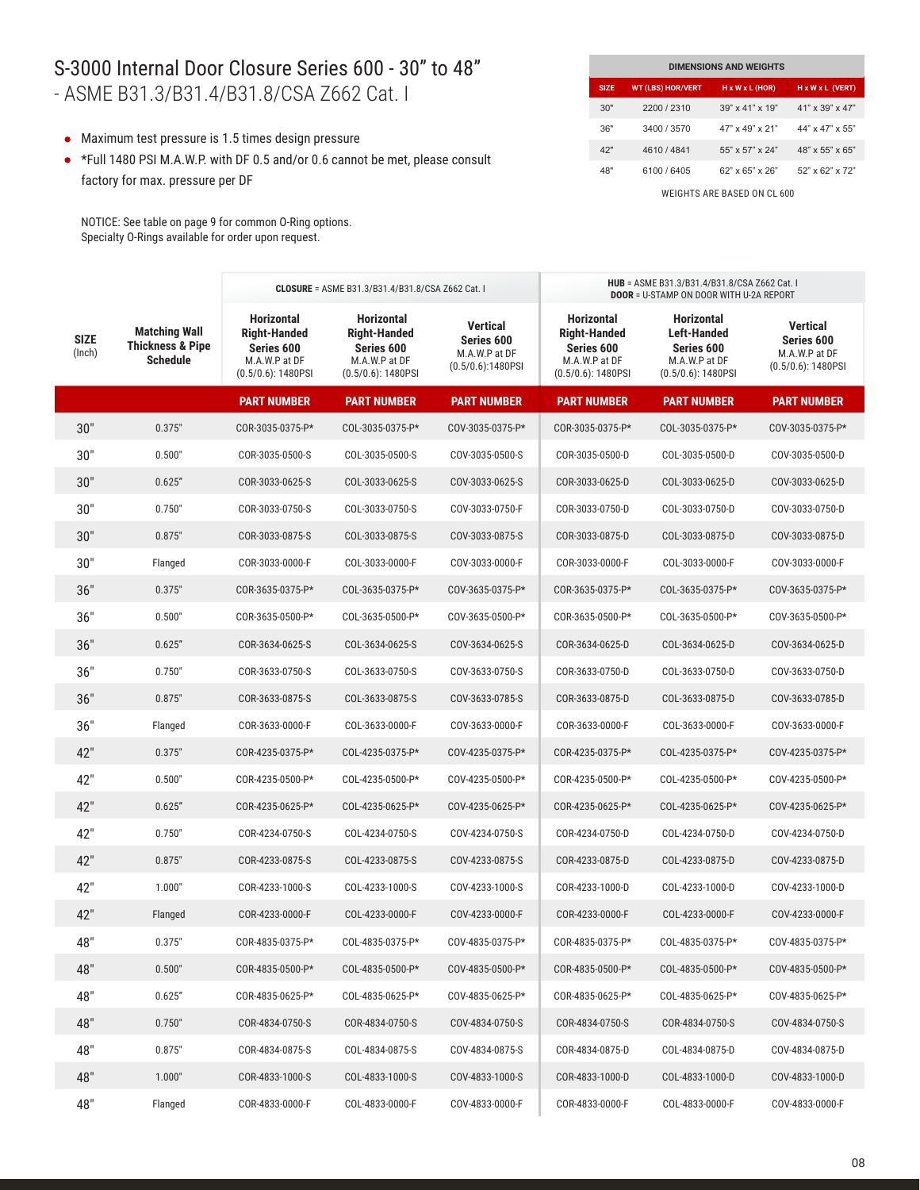# S-3000 Internal Door Closure Series 600 - 30" to 48" - ASME B31.3/B31.4/B31.8/CSA Z662 Cat. I

- Maximum test pressure is 1.5 times design pressure
- *Full 1480 PSI M.A.W.P. with DF 0.5 and/or 0.6 cannot be met, please consult factory for max. pressure per DF

NOTICE: See table on page 9 for common O-Ring options.
Specialty O-Rings available for order upon request.

| DIMENSIONS AND WEIGHTS | | | |
|---|---|---|---|
| SIZE | WT (LBS) HOR/VERT | H x W x L (HOR) | H x W x L (VERT) |
| 30" | 2200 / 2310 | 39" x 41" x 19" | 41" x 39" x 47" |
| 36" | 3400 / 3570 | 47" x 49" x 21" | 44" x 47" x 55" |
| 42" | 4610 / 4841 | 55" x 57" x 24" | 48" x 55" x 65" |
| 48" | 6100 / 6405 | 62" x 65" x 26" | 52" x 62" x 72" |

WEIGHTS ARE BASED ON CL 600

| SIZE (Inch) | Matching Wall Thickness & Pipe Schedule | CLOSURE = ASME B31.3/B31.4/B31.8/CSA Z662 Cat. I | | | HUB = ASME B31.3/B31.4/B31.8/CSA Z662 Cat. I DOOR = U-STAMP ON DOOR WITH U-2A REPORT | | |
|---|---|---|---|---|---|---|---|
| | | Horizontal Right-Handed Series 600 M.A.W.P at DF (0.5/0.6): 1480PSI | Horizontal Right-Handed Series 600 M.A.W.P at DF (0.5/0.6): 1480PSI | Vertical Series 600 M.A.W.P at DF (0.5/0.6):1480PSI | Horizontal Right-Handed Series 600 M.A.W.P at DF (0.5/0.6): 1480PSI | Horizontal Left-Handed Series 600 M.A.W.P at DF (0.5/0.6): 1480PSI | Vertical Series 600 M.A.W.P at DF (0.5/0.6): 1480PSI |
| | | PART NUMBER | PART NUMBER | PART NUMBER | PART NUMBER | PART NUMBER | PART NUMBER |
| 30" | 0.375" | COR-3035-0375-P* | COL-3035-0375-P* | COV-3035-0375-P* | COR-3035-0375-P* | COL-3035-0375-P* | COV-3035-0375-P* |
| 30" | 0.500" | COR-3035-0500-S | COL-3035-0500-S | COV-3035-0500-S | COR-3035-0500-D | COL-3035-0500-D | COV-3035-0500-D |
| 30" | 0.625" | COR-3033-0625-S | COL-3033-0625-S | COV-3033-0625-S | COR-3033-0625-D | COL-3033-0625-D | COV-3033-0625-D |
| 30" | 0.750" | COR-3033-0750-S | COL-3033-0750-S | COV-3033-0750-F | COR-3033-0750-D | COL-3033-0750-D | COV-3033-0750-D |
| 30" | 0.875" | COR-3033-0875-S | COL-3033-0875-S | COV-3033-0875-S | COR-3033-0875-D | COL-3033-0875-D | COV-3033-0875-D |
| 30" | Flanged | COR-3033-0000-F | COL-3033-0000-F | COV-3033-0000-F | COR-3033-0000-F | COL-3033-0000-F | COV-3033-0000-F |
| 36" | 0.375" | COR-3635-0375-P* | COL-3635-0375-P* | COV-3635-0375-P* | COR-3635-0375-P* | COL-3635-0375-P* | COV-3635-0375-P* |
| 36" | 0.500" | COR-3635-0500-P* | COL-3635-0500-P* | COV-3635-0500-P* | COR-3635-0500-P* | COL-3635-0500-P* | COV-3635-0500-P* |
| 36" | 0.625" | COR-3634-0625-S | COL-3634-0625-S | COV-3634-0625-S | COR-3634-0625-D | COL-3634-0625-D | COV-3634-0625-D |
| 36" | 0.750" | COR-3633-0750-S | COL-3633-0750-S | COV-3633-0750-S | COR-3633-0750-D | COL-3633-0750-D | COV-3633-0750-D |
| 36" | 0.875" | COR-3633-0875-S | COL-3633-0875-S | COV-3633-0785-S | COR-3633-0875-D | COL-3633-0875-D | COV-3633-0785-D |
| 36" | Flanged | COR-3633-0000-F | COL-3633-0000-F | COV-3633-0000-F | COR-3633-0000-F | COL-3633-0000-F | COV-3633-0000-F |
| 42" | 0.375" | COR-4235-0375-P* | COL-4235-0375-P* | COV-4235-0375-P* | COR-4235-0375-P* | COL-4235-0375-P* | COV-4235-0375-P* |
| 42" | 0.500" | COR-4235-0500-P* | COL-4235-0500-P* | COV-4235-0500-P* | COR-4235-0500-P* | COL-4235-0500-P* | COV-4235-0500-P* |
| 42" | 0.625" | COR-4235-0625-P* | COL-4235-0625-P* | COV-4235-0625-P* | COR-4235-0625-P* | COL-4235-0625-P* | COV-4235-0625-P* |
| 42" | 0.750" | COR-4234-0750-S | COL-4234-0750-S | COV-4234-0750-S | COR-4234-0750-D | COL-4234-0750-D | COV-4234-0750-D |
| 42" | 0.875" | COR-4233-0875-S | COL-4233-0875-S | COV-4233-0875-S | COR-4233-0875-D | COL-4233-0875-D | COV-4233-0875-D |
| 42" | 1.000" | COR-4233-1000-S | COL-4233-1000-S | COV-4233-1000-S | COR-4233-1000-D | COL-4233-1000-D | COV-4233-1000-D |
| 42" | Flanged | COR-4233-0000-F | COL-4233-0000-F | COV-4233-0000-F | COR-4233-0000-F | COL-4233-0000-F | COV-4233-0000-F |
| 48" | 0.375" | COR-4835-0375-P* | COL-4835-0375-P* | COV-4835-0375-P* | COR-4835-0375-P* | COL-4835-0375-P* | COV-4835-0375-P* |
| 48" | 0.500" | COR-4835-0500-P* | COL-4835-0500-P* | COV-4835-0500-P* | COR-4835-0500-P* | COL-4835-0500-P* | COV-4835-0500-P* |
| 48" | 0.625" | COR-4835-0625-P* | COL-4835-0625-P* | COV-4835-0625-P* | COR-4835-0625-P* | COL-4835-0625-P* | COV-4835-0625-P* |
| 48" | 0.750" | COR-4834-0750-S | COR-4834-0750-S | COV-4834-0750-S | COR-4834-0750-S | COR-4834-0750-S | COV-4834-0750-S |
| 48" | 0.875" | COR-4834-0875-S | COL-4834-0875-S | COV-4834-0875-S | COR-4834-0875-D | COL-4834-0875-D | COV-4834-0875-D |
| 48" | 1.000" | COR-4833-1000-S | COL-4833-1000-S | COV-4833-1000-S | COR-4833-1000-D | COL-4833-1000-D | COV-4833-1000-D |
| 48" | Flanged | COR-4833-0000-F | COL-4833-0000-F | COV-4833-0000-F | COR-4833-0000-F | COL-4833-0000-F | COV-4833-0000-F |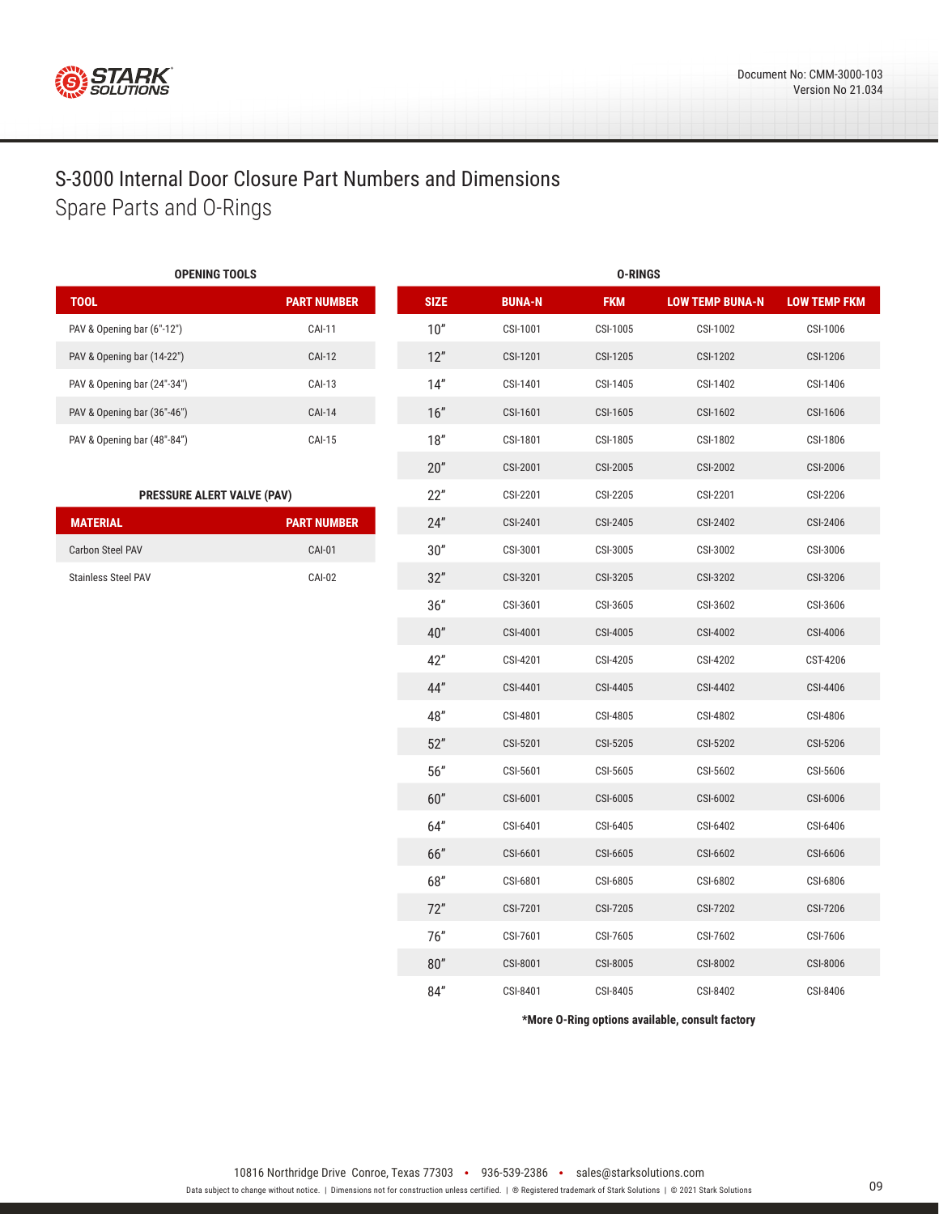# S-3000 Internal Door Closure Part Numbers and Dimensions

## Spare Parts and O-Rings

**OPENING TOOLS**

| TOOL | PART NUMBER |
|---|---|
| PAV & Opening bar (6"-12") | CAI-11 |
| PAV & Opening bar (14-22") | CAI-12 |
| PAV & Opening bar (24"-34") | CAI-13 |
| PAV & Opening bar (36"-46") | CAI-14 |
| PAV & Opening bar (48"-84") | CAI-15 |

**PRESSURE ALERT VALVE (PAV)**

| MATERIAL | PART NUMBER |
|---|---|
| Carbon Steel PAV | CAI-01 |
| Stainless Steel PAV | CAI-02 |

**O-RINGS**

| SIZE | BUNA-N | FKM | LOW TEMP BUNA-N | LOW TEMP FKM |
|---|---|---|---|---|
| 10" | CSI-1001 | CSI-1005 | CSI-1002 | CSI-1006 |
| 12" | CSI-1201 | CSI-1205 | CSI-1202 | CSI-1206 |
| 14" | CSI-1401 | CSI-1405 | CSI-1402 | CSI-1406 |
| 16" | CSI-1601 | CSI-1605 | CSI-1602 | CSI-1606 |
| 18" | CSI-1801 | CSI-1805 | CSI-1802 | CSI-1806 |
| 20" | CSI-2001 | CSI-2005 | CSI-2002 | CSI-2006 |
| 22" | CSI-2201 | CSI-2205 | CSI-2201 | CSI-2206 |
| 24" | CSI-2401 | CSI-2405 | CSI-2402 | CSI-2406 |
| 30" | CSI-3001 | CSI-3005 | CSI-3002 | CSI-3006 |
| 32" | CSI-3201 | CSI-3205 | CSI-3202 | CSI-3206 |
| 36" | CSI-3601 | CSI-3605 | CSI-3602 | CSI-3606 |
| 40" | CSI-4001 | CSI-4005 | CSI-4002 | CSI-4006 |
| 42" | CSI-4201 | CSI-4205 | CSI-4202 | CST-4206 |
| 44" | CSI-4401 | CSI-4405 | CSI-4402 | CSI-4406 |
| 48" | CSI-4801 | CSI-4805 | CSI-4802 | CSI-4806 |
| 52" | CSI-5201 | CSI-5205 | CSI-5202 | CSI-5206 |
| 56" | CSI-5601 | CSI-5605 | CSI-5602 | CSI-5606 |
| 60" | CSI-6001 | CSI-6005 | CSI-6002 | CSI-6006 |
| 64" | CSI-6401 | CSI-6405 | CSI-6402 | CSI-6406 |
| 66" | CSI-6601 | CSI-6605 | CSI-6602 | CSI-6606 |
| 68" | CSI-6801 | CSI-6805 | CSI-6802 | CSI-6806 |
| 72" | CSI-7201 | CSI-7205 | CSI-7202 | CSI-7206 |
| 76" | CSI-7601 | CSI-7605 | CSI-7602 | CSI-7606 |
| 80" | CSI-8001 | CSI-8005 | CSI-8002 | CSI-8006 |
| 84" | CSI-8401 | CSI-8405 | CSI-8402 | CSI-8406 |

***More O-Ring options available, consult factory**

10816 Northridge Drive Conroe, Texas 77303 • 936-539-2386 • sales@starksolutions.com

Data subject to change without notice. | Dimensions not for construction unless certified. | ® Registered trademark of Stark Solutions | © 2021 Stark Solutions